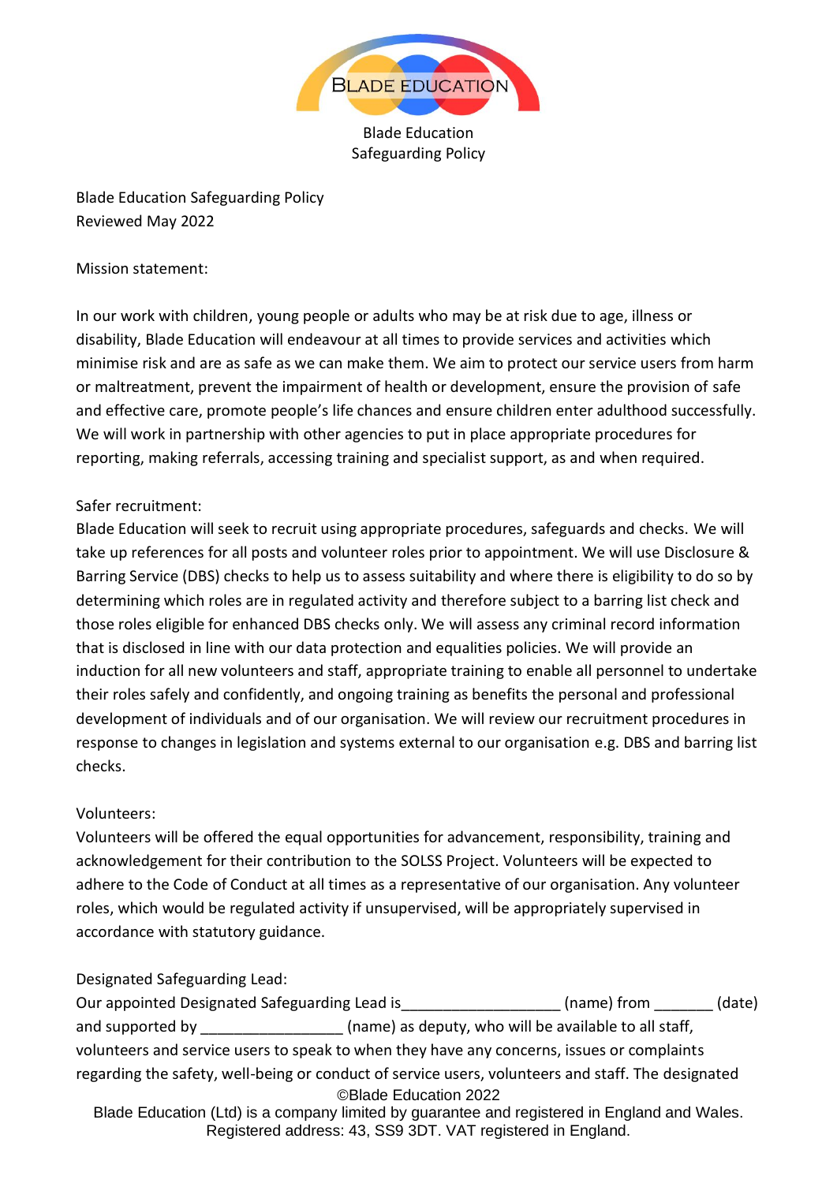# Blade Education Safeguarding Policy

Blade Education Safeguarding Policy
Reviewed May 2022

## Mission statement:

In our work with children, young people or adults who may be at risk due to age, illness or disability, Blade Education will endeavour at all times to provide services and activities which minimise risk and are as safe as we can make them. We aim to protect our service users from harm or maltreatment, prevent the impairment of health or development, ensure the provision of safe and effective care, promote people's life chances and ensure children enter adulthood successfully. We will work in partnership with other agencies to put in place appropriate procedures for reporting, making referrals, accessing training and specialist support, as and when required.

## Safer recruitment:

Blade Education will seek to recruit using appropriate procedures, safeguards and checks. We will take up references for all posts and volunteer roles prior to appointment. We will use Disclosure & Barring Service (DBS) checks to help us to assess suitability and where there is eligibility to do so by determining which roles are in regulated activity and therefore subject to a barring list check and those roles eligible for enhanced DBS checks only. We will assess any criminal record information that is disclosed in line with our data protection and equalities policies. We will provide an induction for all new volunteers and staff, appropriate training to enable all personnel to undertake their roles safely and confidently, and ongoing training as benefits the personal and professional development of individuals and of our organisation. We will review our recruitment procedures in response to changes in legislation and systems external to our organisation e.g. DBS and barring list checks.

## Volunteers:

Volunteers will be offered the equal opportunities for advancement, responsibility, training and acknowledgement for their contribution to the SOLSS Project. Volunteers will be expected to adhere to the Code of Conduct at all times as a representative of our organisation. Any volunteer roles, which would be regulated activity if unsupervised, will be appropriately supervised in accordance with statutory guidance.

## Designated Safeguarding Lead:

Our appointed Designated Safeguarding Lead is___________________ (name) from _______ (date) and supported by _________________ (name) as deputy, who will be available to all staff, volunteers and service users to speak to when they have any concerns, issues or complaints regarding the safety, well-being or conduct of service users, volunteers and staff. The designated

©Blade Education 2022
Blade Education (Ltd) is a company limited by guarantee and registered in England and Wales.
Registered address: 43, SS9 3DT. VAT registered in England.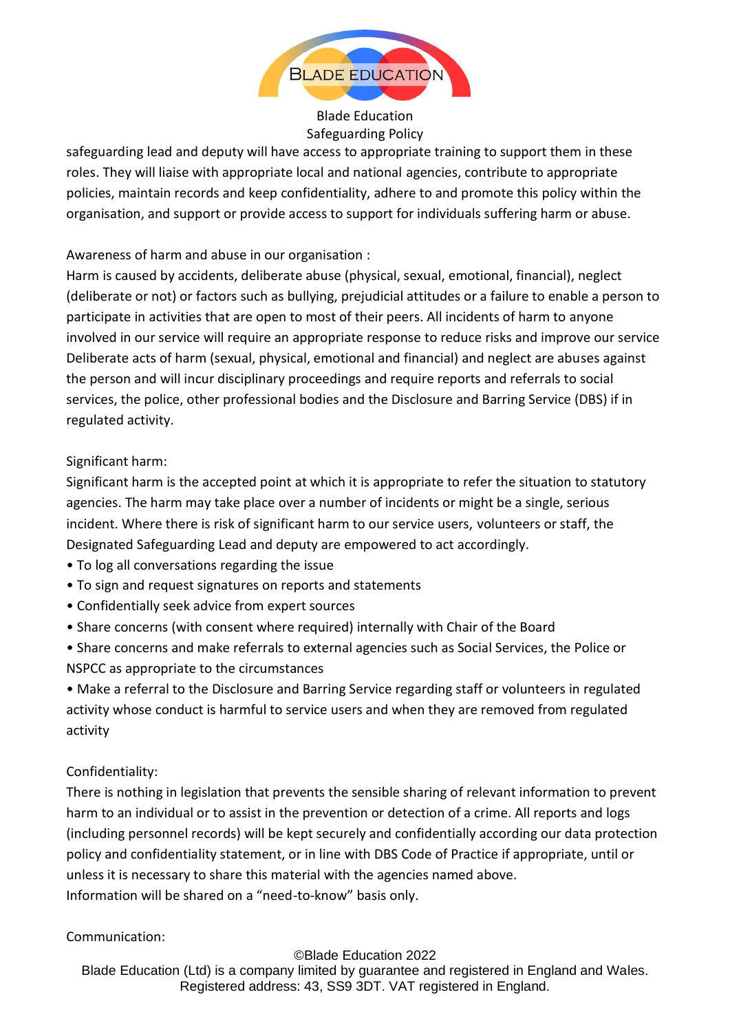safeguarding lead and deputy will have access to appropriate training to support them in these roles. They will liaise with appropriate local and national agencies, contribute to appropriate policies, maintain records and keep confidentiality, adhere to and promote this policy within the organisation, and support or provide access to support for individuals suffering harm or abuse.

Awareness of harm and abuse in our organisation :

Harm is caused by accidents, deliberate abuse (physical, sexual, emotional, financial), neglect (deliberate or not) or factors such as bullying, prejudicial attitudes or a failure to enable a person to participate in activities that are open to most of their peers. All incidents of harm to anyone involved in our service will require an appropriate response to reduce risks and improve our service Deliberate acts of harm (sexual, physical, emotional and financial) and neglect are abuses against the person and will incur disciplinary proceedings and require reports and referrals to social services, the police, other professional bodies and the Disclosure and Barring Service (DBS) if in regulated activity.

Significant harm:

Significant harm is the accepted point at which it is appropriate to refer the situation to statutory agencies. The harm may take place over a number of incidents or might be a single, serious incident. Where there is risk of significant harm to our service users, volunteers or staff, the Designated Safeguarding Lead and deputy are empowered to act accordingly.

- To log all conversations regarding the issue
- To sign and request signatures on reports and statements
- Confidentially seek advice from expert sources
- Share concerns (with consent where required) internally with Chair of the Board
- Share concerns and make referrals to external agencies such as Social Services, the Police or NSPCC as appropriate to the circumstances
- Make a referral to the Disclosure and Barring Service regarding staff or volunteers in regulated activity whose conduct is harmful to service users and when they are removed from regulated activity

Confidentiality:

There is nothing in legislation that prevents the sensible sharing of relevant information to prevent harm to an individual or to assist in the prevention or detection of a crime. All reports and logs (including personnel records) will be kept securely and confidentially according our data protection policy and confidentiality statement, or in line with DBS Code of Practice if appropriate, until or unless it is necessary to share this material with the agencies named above.
Information will be shared on a "need-to-know" basis only.

Communication: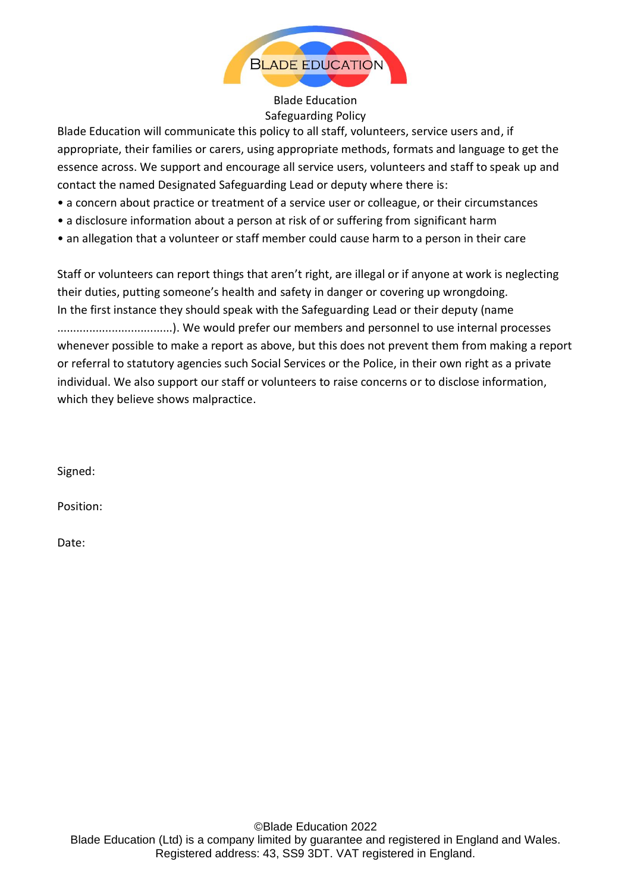Blade Education
Safeguarding Policy

Blade Education will communicate this policy to all staff, volunteers, service users and, if appropriate, their families or carers, using appropriate methods, formats and language to get the essence across. We support and encourage all service users, volunteers and staff to speak up and contact the named Designated Safeguarding Lead or deputy where there is:

- a concern about practice or treatment of a service user or colleague, or their circumstances
- a disclosure information about a person at risk of or suffering from significant harm
- an allegation that a volunteer or staff member could cause harm to a person in their care

Staff or volunteers can report things that aren't right, are illegal or if anyone at work is neglecting their duties, putting someone's health and safety in danger or covering up wrongdoing.
In the first instance they should speak with the Safeguarding Lead or their deputy (name ....................................). We would prefer our members and personnel to use internal processes whenever possible to make a report as above, but this does not prevent them from making a report or referral to statutory agencies such Social Services or the Police, in their own right as a private individual. We also support our staff or volunteers to raise concerns or to disclose information, which they believe shows malpractice.

Signed:

Position:

Date:

©Blade Education 2022
Blade Education (Ltd) is a company limited by guarantee and registered in England and Wales.
Registered address: 43, SS9 3DT. VAT registered in England.